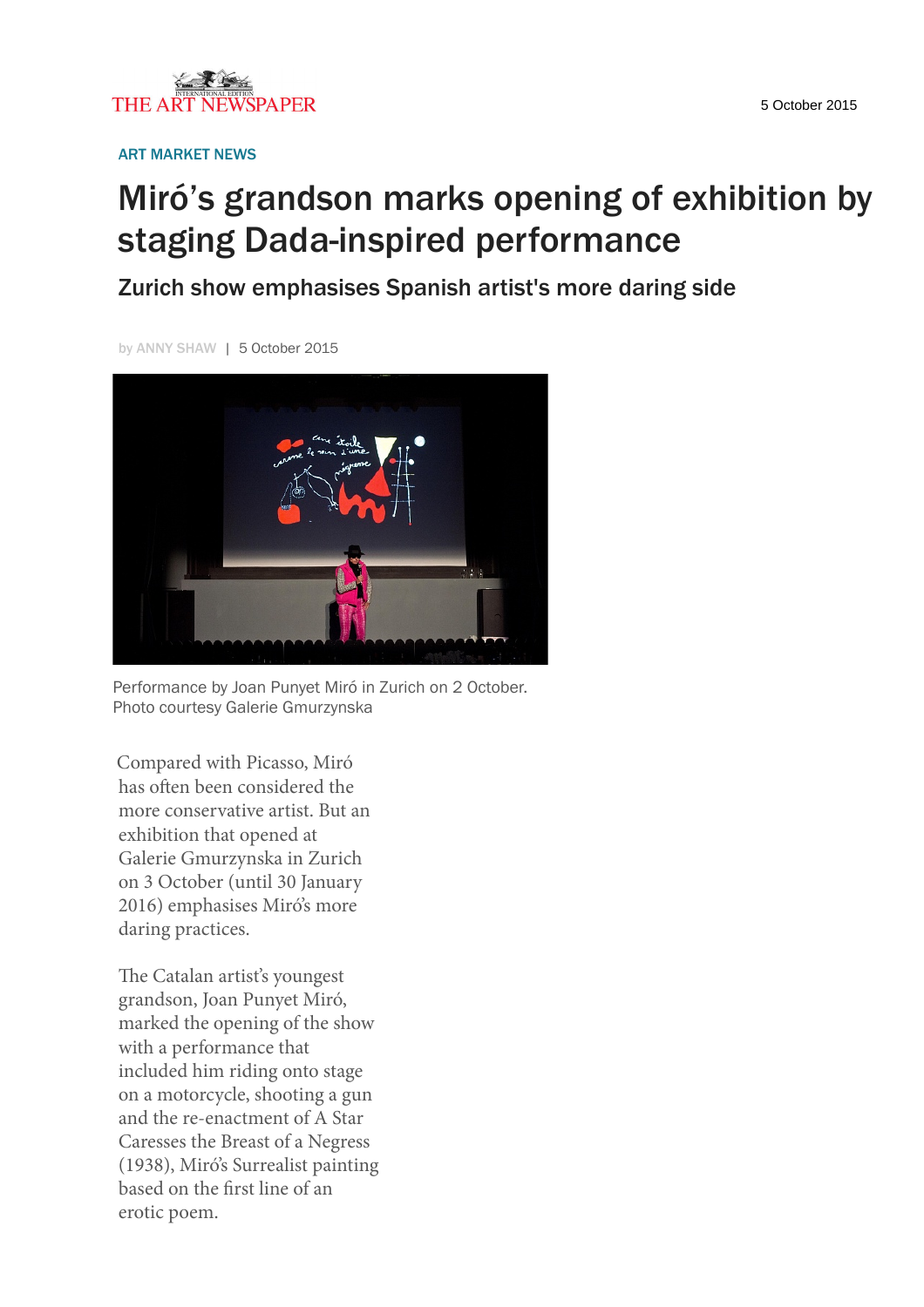THE ART NEWSPAPER

5 October 2015

ART MARKET NEWS

# Miró's grandson marks opening of exhibition by staging Dada-inspired performance

## Zurich show emphasises Spanish artist's more daring side

by ANNY SHAW | 5 October 2015

Performance by Joan Punyet Miró in Zurich on 2 October. Photo courtesy Galerie Gmurzynska

Compared with Picasso, Miró has often been considered the more conservative artist. But an exhibition that opened at Galerie Gmurzynska in Zurich on 3 October (until 30 January 2016) emphasises Miró's more daring practices.

The Catalan artist's youngest grandson, Joan Punyet Miró, marked the opening of the show with a performance that included him riding onto stage on a motorcycle, shooting a gun and the re-enactment of A Star Caresses the Breast of a Negress (1938), Miró's Surrealist painting based on the first line of an erotic poem.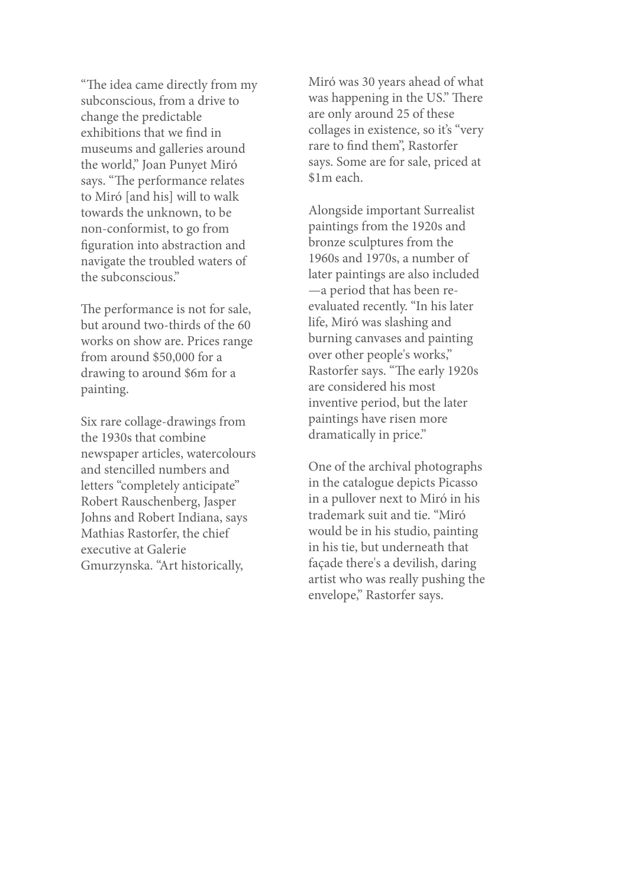"The idea came directly from my subconscious, from a drive to change the predictable exhibitions that we find in museums and galleries around the world," Joan Punyet Miró says. "The performance relates to Miró [and his] will to walk towards the unknown, to be non-conformist, to go from figuration into abstraction and navigate the troubled waters of the subconscious."

The performance is not for sale, but around two-thirds of the 60 works on show are. Prices range from around $50,000 for a drawing to around $6m for a painting.

Six rare collage-drawings from the 1930s that combine newspaper articles, watercolours and stencilled numbers and letters "completely anticipate" Robert Rauschenberg, Jasper Johns and Robert Indiana, says Mathias Rastorfer, the chief executive at Galerie Gmurzynska. "Art historically, Miró was 30 years ahead of what was happening in the US." There are only around 25 of these collages in existence, so it's "very rare to find them", Rastorfer says. Some are for sale, priced at $1m each.

Alongside important Surrealist paintings from the 1920s and bronze sculptures from the 1960s and 1970s, a number of later paintings are also included —a period that has been re-evaluated recently. "In his later life, Miró was slashing and burning canvases and painting over other people's works," Rastorfer says. "The early 1920s are considered his most inventive period, but the later paintings have risen more dramatically in price."

One of the archival photographs in the catalogue depicts Picasso in a pullover next to Miró in his trademark suit and tie. "Miró would be in his studio, painting in his tie, but underneath that façade there's a devilish, daring artist who was really pushing the envelope," Rastorfer says.